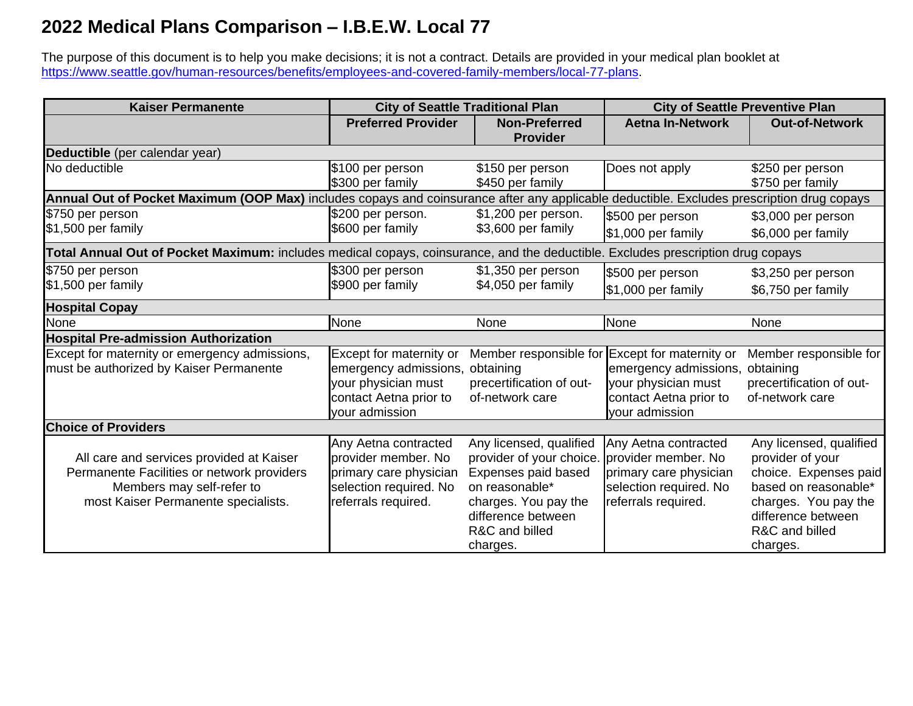# 2022 Medical Plans Comparison – I.B.E.W. Local 77

The purpose of this document is to help you make decisions; it is not a contract. Details are provided in your medical plan booklet at https://www.seattle.gov/human-resources/benefits/employees-and-covered-family-members/local-77-plans.

| Kaiser Permanente | City of Seattle Traditional Plan | | City of Seattle Preventive Plan | |
|---|---|---|---|---|
| | Preferred Provider | Non-Preferred Provider | Aetna In-Network | Out-of-Network |
| **Deductible** (per calendar year) | | | | |
| No deductible | $100 per person<br>$300 per family | $150 per person<br>$450 per family | Does not apply | $250 per person<br>$750 per family |
| **Annual Out of Pocket Maximum (OOP Max)** includes copays and coinsurance after any applicable deductible. Excludes prescription drug copays | | | | |
| $750 per person<br>$1,500 per family | $200 per person.<br>$600 per family | $1,200 per person.<br>$3,600 per family | $500 per person<br>$1,000 per family | $3,000 per person<br>$6,000 per family |
| **Total Annual Out of Pocket Maximum:** includes medical copays, coinsurance, and the deductible. Excludes prescription drug copays | | | | |
| $750 per person<br>$1,500 per family | $300 per person<br>$900 per family | $1,350 per person<br>$4,050 per family | $500 per person<br>$1,000 per family | $3,250 per person<br>$6,750 per family |
| **Hospital Copay** | | | | |
| None | None | None | None | None |
| **Hospital Pre-admission Authorization** | | | | |
| Except for maternity or emergency admissions, must be authorized by Kaiser Permanente | Except for maternity or emergency admissions, your physician must contact Aetna prior to your admission | Member responsible for obtaining precertification of out-of-network care | Except for maternity or emergency admissions, your physician must contact Aetna prior to your admission | Member responsible for obtaining precertification of out-of-network care |
| **Choice of Providers** | | | | |
| All care and services provided at Kaiser Permanente Facilities or network providers Members may self-refer to most Kaiser Permanente specialists. | Any Aetna contracted provider member. No primary care physician selection required. No referrals required. | Any licensed, qualified provider of your choice. Expenses paid based on reasonable* charges. You pay the difference between R&C and billed charges. | Any Aetna contracted provider member. No primary care physician selection required. No referrals required. | Any licensed, qualified provider of your choice. Expenses paid based on reasonable* charges. You pay the difference between R&C and billed charges. |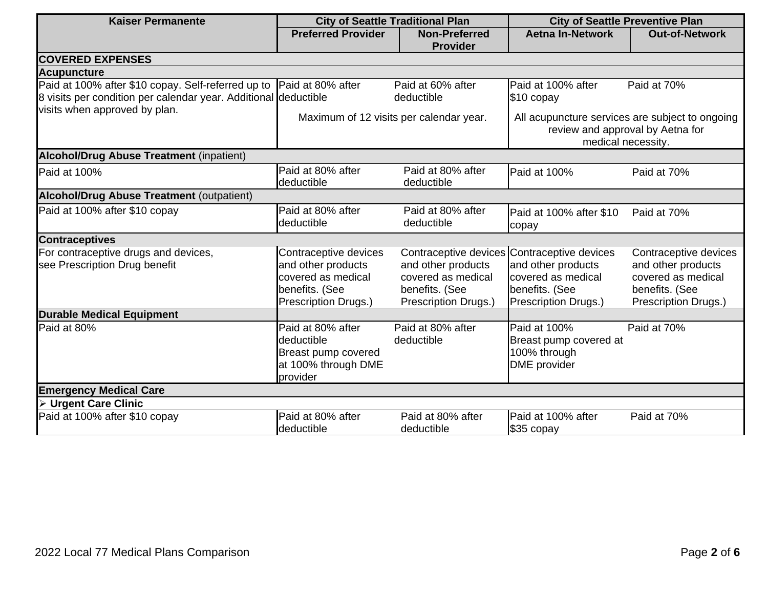| Kaiser Permanente | City of Seattle Traditional Plan | | City of Seattle Preventive Plan | |
|---|---|---|---|---|
| | Preferred Provider | Non-Preferred Provider | Aetna In-Network | Out-of-Network |
| **COVERED EXPENSES** | | | | |
| **Acupuncture** | | | | |
| Paid at 100% after $10 copay. Self-referred up to 8 visits per condition per calendar year. Additional visits when approved by plan. | Paid at 80% after deductible | Paid at 60% after deductible | Paid at 100% after $10 copay | Paid at 70% |
| | Maximum of 12 visits per calendar year. | | All acupuncture services are subject to ongoing review and approval by Aetna for medical necessity. | |
| **Alcohol/Drug Abuse Treatment** (inpatient) | | | | |
| Paid at 100% | Paid at 80% after deductible | Paid at 80% after deductible | Paid at 100% | Paid at 70% |
| **Alcohol/Drug Abuse Treatment** (outpatient) | | | | |
| Paid at 100% after $10 copay | Paid at 80% after deductible | Paid at 80% after deductible | Paid at 100% after $10 copay | Paid at 70% |
| **Contraceptives** | | | | |
| For contraceptive drugs and devices, see Prescription Drug benefit | Contraceptive devices and other products covered as medical benefits. (See Prescription Drugs.) | Contraceptive devices and other products covered as medical benefits. (See Prescription Drugs.) | Contraceptive devices and other products covered as medical benefits. (See Prescription Drugs.) | Contraceptive devices and other products covered as medical benefits. (See Prescription Drugs.) |
| **Durable Medical Equipment** | | | | |
| Paid at 80% | Paid at 80% after deductible Breast pump covered at 100% through DME provider | Paid at 80% after deductible | Paid at 100% Breast pump covered at 100% through DME provider | Paid at 70% |
| **Emergency Medical Care** | | | | |
| ➢ **Urgent Care Clinic** | | | | |
| Paid at 100% after $10 copay | Paid at 80% after deductible | Paid at 80% after deductible | Paid at 100% after $35 copay | Paid at 70% |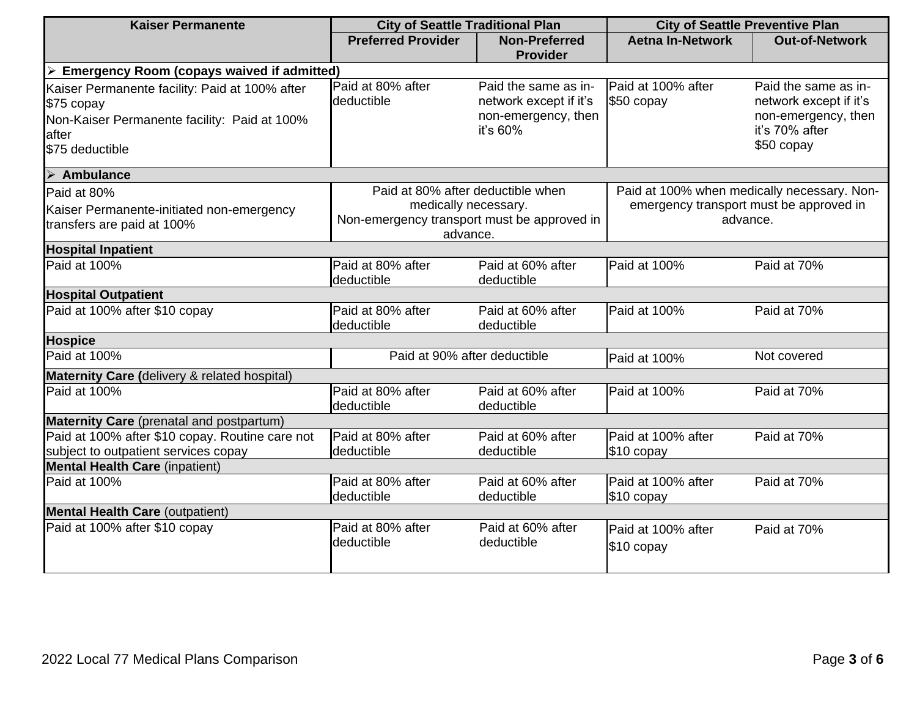| Kaiser Permanente | City of Seattle Traditional Plan | | City of Seattle Preventive Plan | |
|---|---|---|---|---|
| | Preferred Provider | Non-Preferred Provider | Aetna In-Network | Out-of-Network |
| ➢ **Emergency Room (copays waived if admitted)** | | | | |
| Kaiser Permanente facility: Paid at 100% after $75 copay<br>Non-Kaiser Permanente facility: Paid at 100% after $75 deductible | Paid at 80% after deductible | Paid the same as in-network except if it's non-emergency, then it's 60% | Paid at 100% after $50 copay | Paid the same as in-network except if it's non-emergency, then it's 70% after $50 copay |
| ➢ **Ambulance** | | | | |
| Paid at 80%<br>Kaiser Permanente-initiated non-emergency transfers are paid at 100% | Paid at 80% after deductible when medically necessary. Non-emergency transport must be approved in advance. | | Paid at 100% when medically necessary. Non-emergency transport must be approved in advance. | |
| **Hospital Inpatient** | | | | |
| Paid at 100% | Paid at 80% after deductible | Paid at 60% after deductible | Paid at 100% | Paid at 70% |
| **Hospital Outpatient** | | | | |
| Paid at 100% after $10 copay | Paid at 80% after deductible | Paid at 60% after deductible | Paid at 100% | Paid at 70% |
| **Hospice** | | | | |
| Paid at 100% | Paid at 90% after deductible | | Paid at 100% | Not covered |
| **Maternity Care (**delivery & related hospital) | | | | |
| Paid at 100% | Paid at 80% after deductible | Paid at 60% after deductible | Paid at 100% | Paid at 70% |
| **Maternity Care** (prenatal and postpartum) | | | | |
| Paid at 100% after $10 copay. Routine care not subject to outpatient services copay | Paid at 80% after deductible | Paid at 60% after deductible | Paid at 100% after $10 copay | Paid at 70% |
| **Mental Health Care** (inpatient) | | | | |
| Paid at 100% | Paid at 80% after deductible | Paid at 60% after deductible | Paid at 100% after $10 copay | Paid at 70% |
| **Mental Health Care** (outpatient) | | | | |
| Paid at 100% after $10 copay | Paid at 80% after deductible | Paid at 60% after deductible | Paid at 100% after $10 copay | Paid at 70% |

2022 Local 77 Medical Plans Comparison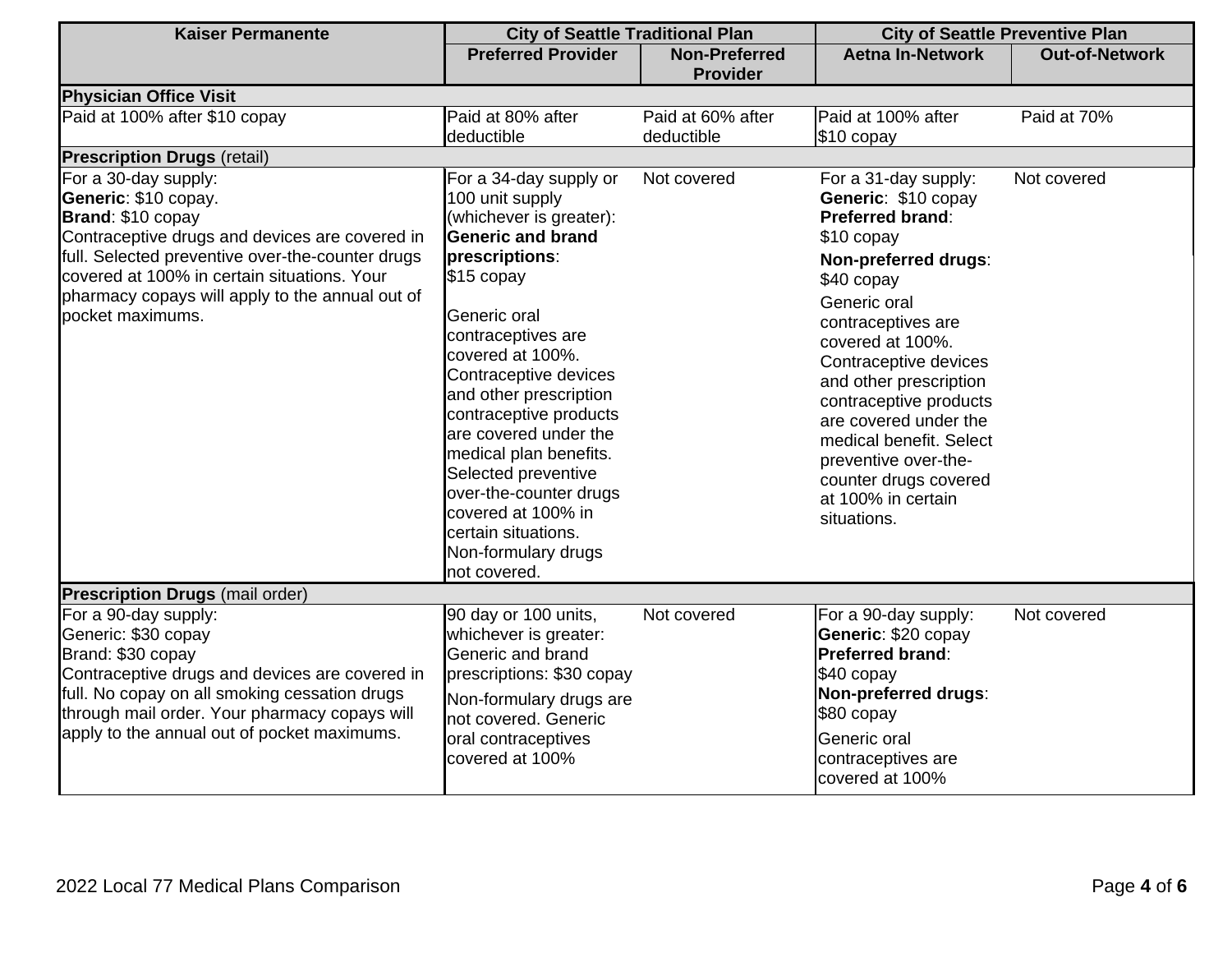| Kaiser Permanente | City of Seattle Traditional Plan | | City of Seattle Preventive Plan | |
|---|---|---|---|---|
| | **Preferred Provider** | **Non-Preferred Provider** | **Aetna In-Network** | **Out-of-Network** |
| **Physician Office Visit** | | | | |
| Paid at 100% after $10 copay | Paid at 80% after deductible | Paid at 60% after deductible | Paid at 100% after $10 copay | Paid at 70% |
| **Prescription Drugs** (retail) | | | | |
| For a 30-day supply:<br>**Generic**: $10 copay.<br>**Brand**: $10 copay<br>Contraceptive drugs and devices are covered in full. Selected preventive over-the-counter drugs covered at 100% in certain situations. Your pharmacy copays will apply to the annual out of pocket maximums. | For a 34-day supply or 100 unit supply (whichever is greater):<br>**Generic and brand prescriptions**:<br>$15 copay<br><br>Generic oral contraceptives are covered at 100%. Contraceptive devices and other prescription contraceptive products are covered under the medical plan benefits. Selected preventive over-the-counter drugs covered at 100% in certain situations. Non-formulary drugs not covered. | Not covered | For a 31-day supply:<br>**Generic**: $10 copay<br>**Preferred brand**:<br>$10 copay<br>**Non-preferred drugs**:<br>$40 copay<br>Generic oral contraceptives are covered at 100%. Contraceptive devices and other prescription contraceptive products are covered under the medical benefit. Select preventive over-the-counter drugs covered at 100% in certain situations. | Not covered |
| **Prescription Drugs** (mail order) | | | | |
| For a 90-day supply:<br>Generic: $30 copay<br>Brand: $30 copay<br>Contraceptive drugs and devices are covered in full. No copay on all smoking cessation drugs through mail order. Your pharmacy copays will apply to the annual out of pocket maximums. | 90 day or 100 units, whichever is greater: Generic and brand prescriptions: $30 copay<br>Non-formulary drugs are not covered. Generic oral contraceptives covered at 100% | Not covered | For a 90-day supply:<br>**Generic**: $20 copay<br>**Preferred brand**:<br>$40 copay<br>**Non-preferred drugs**:<br>$80 copay<br>Generic oral contraceptives are covered at 100% | Not covered |

2022 Local 77 Medical Plans Comparison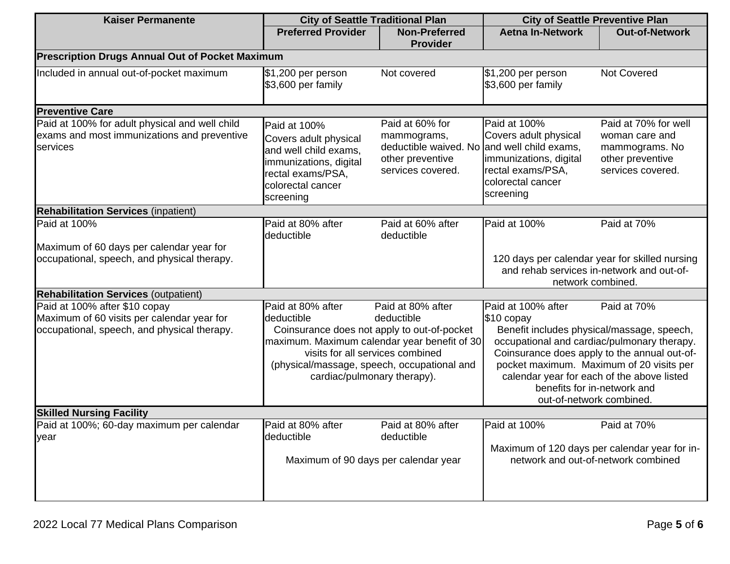| Kaiser Permanente | City of Seattle Traditional Plan | | City of Seattle Preventive Plan | |
|---|---|---|---|---|
| | Preferred Provider | Non-Preferred Provider | Aetna In-Network | Out-of-Network |
| **Prescription Drugs Annual Out of Pocket Maximum** | | | | |
| Included in annual out-of-pocket maximum | $1,200 per person<br>$3,600 per family | Not covered | $1,200 per person<br>$3,600 per family | Not Covered |
| **Preventive Care** | | | | |
| Paid at 100% for adult physical and well child exams and most immunizations and preventive services | Paid at 100%<br>Covers adult physical and well child exams, immunizations, digital rectal exams/PSA, colorectal cancer screening | Paid at 60% for mammograms, deductible waived. No other preventive services covered. | Paid at 100%<br>Covers adult physical and well child exams, immunizations, digital rectal exams/PSA, colorectal cancer screening | Paid at 70% for well woman care and mammograms. No other preventive services covered. |
| **Rehabilitation Services** (inpatient) | | | | |
| Paid at 100%<br><br>Maximum of 60 days per calendar year for occupational, speech, and physical therapy. | Paid at 80% after deductible | Paid at 60% after deductible | Paid at 100%<br><br>120 days per calendar year for skilled nursing and rehab services in-network and out-of-network combined. | Paid at 70% |
| **Rehabilitation Services** (outpatient) | | | | |
| Paid at 100% after $10 copay<br>Maximum of 60 visits per calendar year for occupational, speech, and physical therapy. | Paid at 80% after deductible<br>Coinsurance does not apply to out-of-pocket maximum. Maximum calendar year benefit of 30 visits for all services combined (physical/massage, speech, occupational and cardiac/pulmonary therapy). | Paid at 80% after deductible | Paid at 100% after $10 copay<br>Benefit includes physical/massage, speech, occupational and cardiac/pulmonary therapy. Coinsurance does apply to the annual out-of-pocket maximum. Maximum of 20 visits per calendar year for each of the above listed benefits for in-network and out-of-network combined. | Paid at 70% |
| **Skilled Nursing Facility** | | | | |
| Paid at 100%; 60-day maximum per calendar year | Paid at 80% after deductible<br><br>Maximum of 90 days per calendar year | Paid at 80% after deductible | Paid at 100%<br><br>Maximum of 120 days per calendar year for in-network and out-of-network combined | Paid at 70% |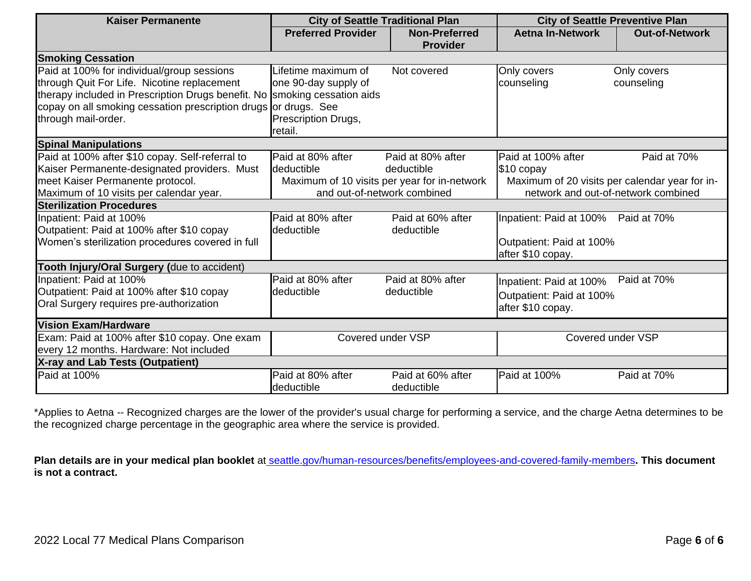| Kaiser Permanente | City of Seattle Traditional Plan | | City of Seattle Preventive Plan | |
|---|---|---|---|---|
| | Preferred Provider | Non-Preferred Provider | Aetna In-Network | Out-of-Network |
| **Smoking Cessation** | | | | |
| Paid at 100% for individual/group sessions through Quit For Life. Nicotine replacement therapy included in Prescription Drugs benefit. No copay on all smoking cessation prescription drugs through mail-order. | Lifetime maximum of one 90-day supply of smoking cessation aids or drugs. See Prescription Drugs, retail. | Not covered | Only covers counseling | Only covers counseling |
| **Spinal Manipulations** | | | | |
| Paid at 100% after $10 copay. Self-referral to Kaiser Permanente-designated providers. Must meet Kaiser Permanente protocol. Maximum of 10 visits per calendar year. | Paid at 80% after deductible | Paid at 80% after deductible | Paid at 100% after $10 copay | Paid at 70% |
| | Maximum of 10 visits per year for in-network and out-of-network combined | | Maximum of 20 visits per calendar year for in-network and out-of-network combined | |
| **Sterilization Procedures** | | | | |
| Inpatient: Paid at 100%<br>Outpatient: Paid at 100% after $10 copay<br>Women's sterilization procedures covered in full | Paid at 80% after deductible | Paid at 60% after deductible | Inpatient: Paid at 100%<br>Outpatient: Paid at 100% after $10 copay. | Paid at 70% |
| **Tooth Injury/Oral Surgery** (due to accident) | | | | |
| Inpatient: Paid at 100%<br>Outpatient: Paid at 100% after $10 copay<br>Oral Surgery requires pre-authorization | Paid at 80% after deductible | Paid at 80% after deductible | Inpatient: Paid at 100%<br>Outpatient: Paid at 100% after $10 copay. | Paid at 70% |
| **Vision Exam/Hardware** | | | | |
| Exam: Paid at 100% after $10 copay. One exam every 12 months. Hardware: Not included | Covered under VSP | | Covered under VSP | |
| **X-ray and Lab Tests (Outpatient)** | | | | |
| Paid at 100% | Paid at 80% after deductible | Paid at 60% after deductible | Paid at 100% | Paid at 70% |

*Applies to Aetna -- Recognized charges are the lower of the provider's usual charge for performing a service, and the charge Aetna determines to be the recognized charge percentage in the geographic area where the service is provided.

**Plan details are in your medical plan booklet** at seattle.gov/human-resources/benefits/employees-and-covered-family-members**. This document is not a contract.**